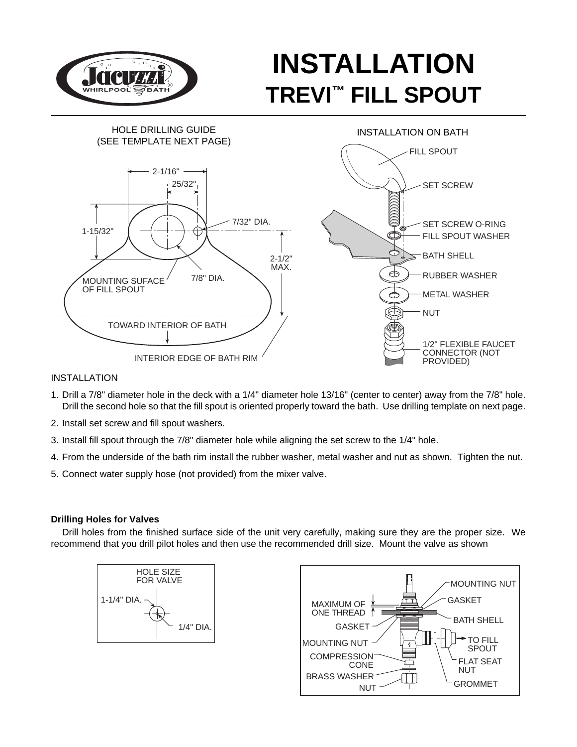# INSTALLATION
## TREVI™ FILL SPOUT

HOLE DRILLING GUIDE
(SEE TEMPLATE NEXT PAGE)

2-1/16"
25/32"
7/32" DIA.
1-15/32"
2-1/2" MAX.
MOUNTING SUFACE OF FILL SPOUT
7/8" DIA.
TOWARD INTERIOR OF BATH
INTERIOR EDGE OF BATH RIM

INSTALLATION ON BATH

FILL SPOUT
SET SCREW
SET SCREW O-RING
FILL SPOUT WASHER
BATH SHELL
RUBBER WASHER
METAL WASHER
NUT
1/2" FLEXIBLE FAUCET CONNECTOR (NOT PROVIDED)

INSTALLATION

1. Drill a 7/8" diameter hole in the deck with a 1/4" diameter hole 13/16" (center to center) away from the 7/8" hole. Drill the second hole so that the fill spout is oriented properly toward the bath. Use drilling template on next page.
2. Install set screw and fill spout washers.
3. Install fill spout through the 7/8" diameter hole while aligning the set screw to the 1/4" hole.
4. From the underside of the bath rim install the rubber washer, metal washer and nut as shown. Tighten the nut.
5. Connect water supply hose (not provided) from the mixer valve.

**Drilling Holes for Valves**

Drill holes from the finished surface side of the unit very carefully, making sure they are the proper size. We recommend that you drill pilot holes and then use the recommended drill size. Mount the valve as shown

HOLE SIZE FOR VALVE
1-1/4" DIA.
1/4" DIA.

MOUNTING NUT
GASKET
MAXIMUM OF ONE THREAD
BATH SHELL
GASKET
MOUNTING NUT
TO FILL SPOUT
COMPRESSION CONE
FLAT SEAT NUT
BRASS WASHER
NUT
GROMMET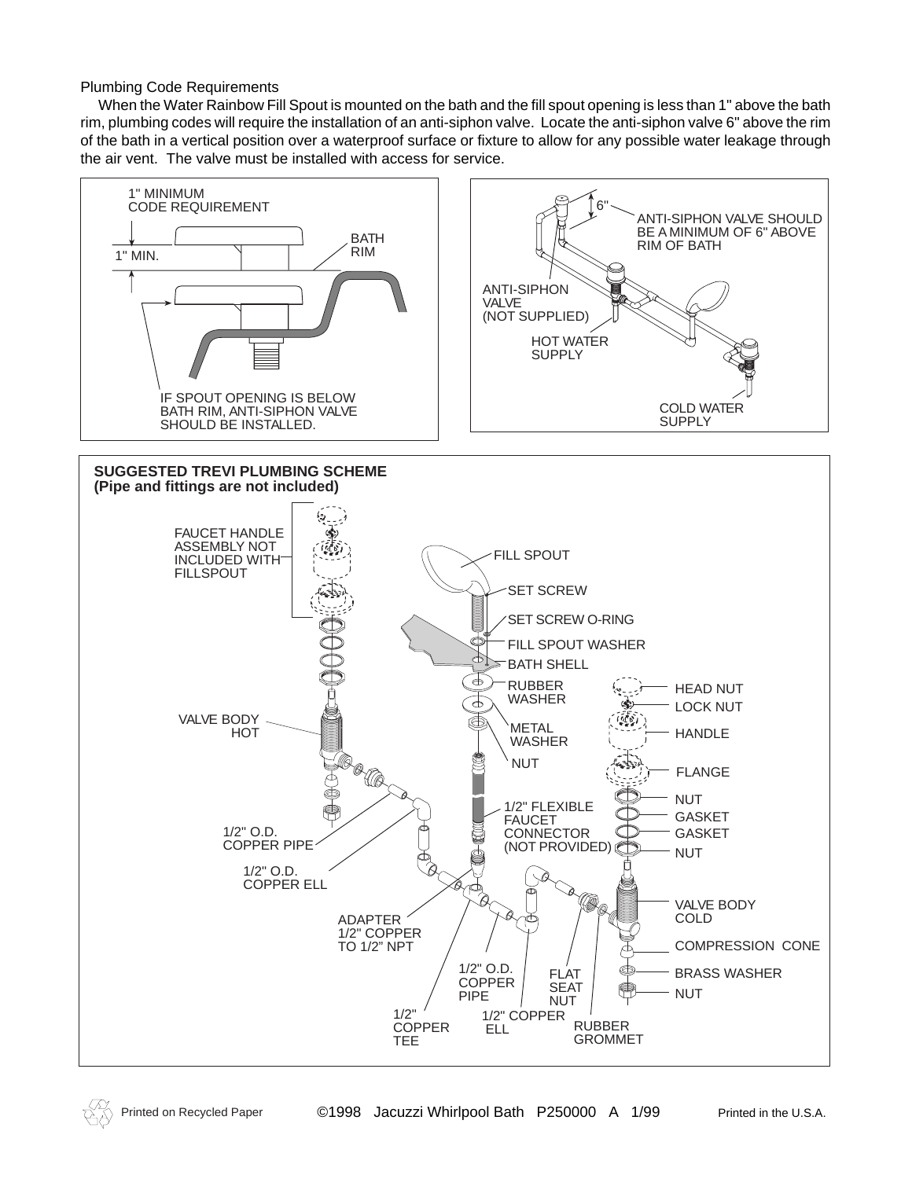Plumbing Code Requirements

When the Water Rainbow Fill Spout is mounted on the bath and the fill spout opening is less than 1" above the bath rim, plumbing codes will require the installation of an anti-siphon valve. Locate the anti-siphon valve 6" above the rim of the bath in a vertical position over a waterproof surface or fixture to allow for any possible water leakage through the air vent. The valve must be installed with access for service.

1" MINIMUM
CODE REQUIREMENT

1" MIN.

BATH
RIM

IF SPOUT OPENING IS BELOW BATH RIM, ANTI-SIPHON VALVE SHOULD BE INSTALLED.

6"

ANTI-SIPHON VALVE SHOULD BE A MINIMUM OF 6" ABOVE RIM OF BATH

ANTI-SIPHON VALVE (NOT SUPPLIED)

HOT WATER SUPPLY

COLD WATER SUPPLY

**SUGGESTED TREVI PLUMBING SCHEME**
**(Pipe and fittings are not included)**

FAUCET HANDLE ASSEMBLY NOT INCLUDED WITH FILLSPOUT

FILL SPOUT

SET SCREW

SET SCREW O-RING

FILL SPOUT WASHER

BATH SHELL

RUBBER WASHER

METAL WASHER

NUT

HEAD NUT

LOCK NUT

HANDLE

FLANGE

NUT

GASKET

GASKET

NUT

VALVE BODY HOT

1/2" FLEXIBLE FAUCET CONNECTOR (NOT PROVIDED)

1/2" O.D. COPPER PIPE

1/2" O.D. COPPER ELL

ADAPTER 1/2" COPPER TO 1/2" NPT

VALVE BODY COLD

COMPRESSION CONE

BRASS WASHER

NUT

1/2" O.D. COPPER PIPE

FLAT SEAT NUT

1/2" COPPER TEE

1/2" COPPER ELL

RUBBER GROMMET

Printed on Recycled Paper ©1998 Jacuzzi Whirlpool Bath P250000 A 1/99 Printed in the U.S.A.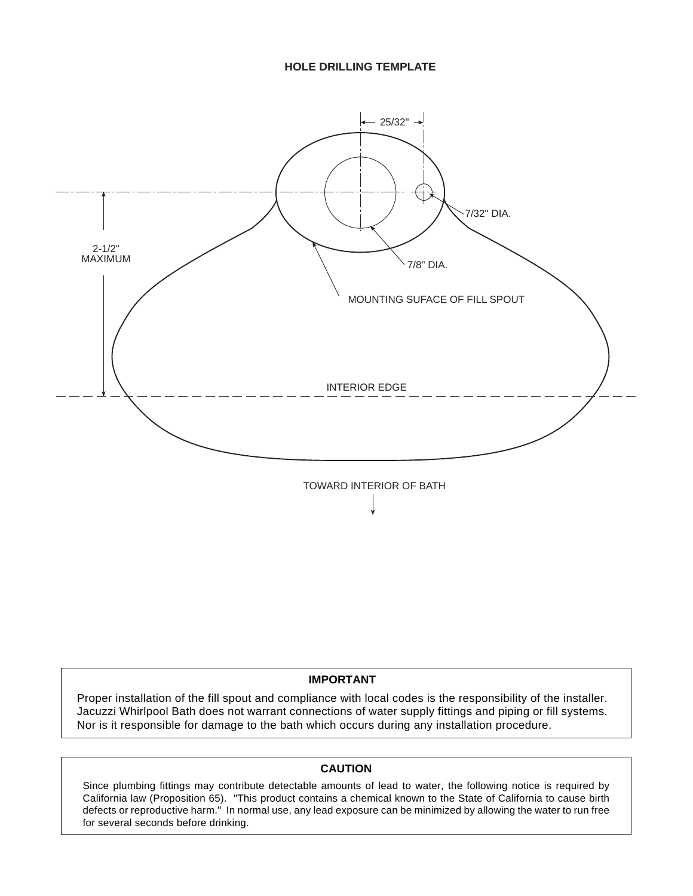## HOLE DRILLING TEMPLATE

25/32"

7/32" DIA.

2-1/2"
MAXIMUM

7/8" DIA.

MOUNTING SUFACE OF FILL SPOUT

INTERIOR EDGE

TOWARD INTERIOR OF BATH

### IMPORTANT

Proper installation of the fill spout and compliance with local codes is the responsibility of the installer. Jacuzzi Whirlpool Bath does not warrant connections of water supply fittings and piping or fill systems. Nor is it responsible for damage to the bath which occurs during any installation procedure.

### CAUTION

Since plumbing fittings may contribute detectable amounts of lead to water, the following notice is required by California law (Proposition 65). "This product contains a chemical known to the State of California to cause birth defects or reproductive harm." In normal use, any lead exposure can be minimized by allowing the water to run free for several seconds before drinking.